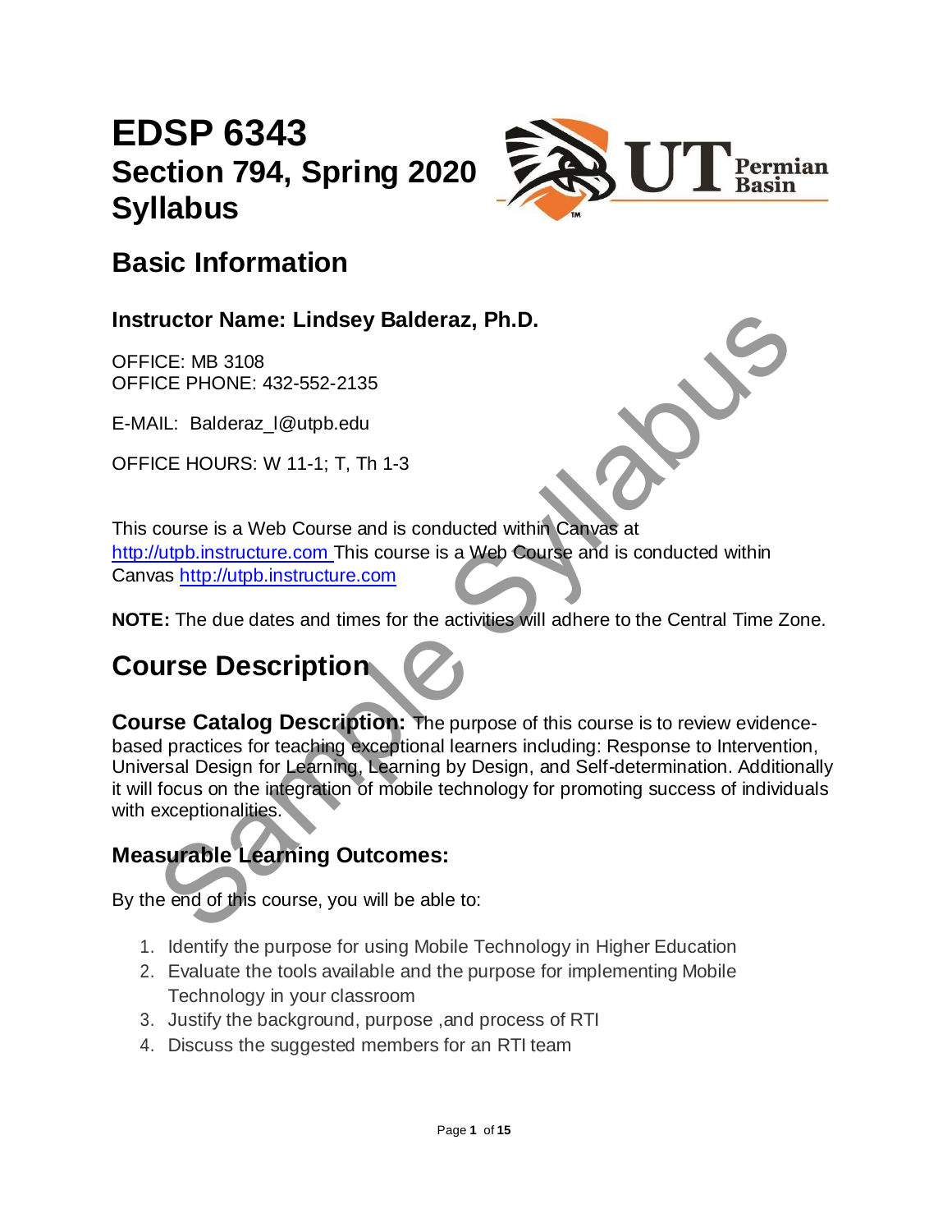# EDSP 6343
# Section 794, Spring 2020
# Syllabus

## Basic Information

### Instructor Name: Lindsey Balderaz, Ph.D.

OFFICE: MB 3108
OFFICE PHONE: 432-552-2135

E-MAIL: Balderaz_l@utpb.edu

OFFICE HOURS: W 11-1; T, Th 1-3

This course is a Web Course and is conducted within Canvas at http://utpb.instructure.com This course is a Web Course and is conducted within Canvas http://utpb.instructure.com

**NOTE:** The due dates and times for the activities will adhere to the Central Time Zone.

## Course Description

**Course Catalog Description:** The purpose of this course is to review evidence-based practices for teaching exceptional learners including: Response to Intervention, Universal Design for Learning, Learning by Design, and Self-determination. Additionally it will focus on the integration of mobile technology for promoting success of individuals with exceptionalities.

### Measurable Learning Outcomes:

By the end of this course, you will be able to:

1. Identify the purpose for using Mobile Technology in Higher Education
2. Evaluate the tools available and the purpose for implementing Mobile Technology in your classroom
3. Justify the background, purpose ,and process of RTI
4. Discuss the suggested members for an RTI team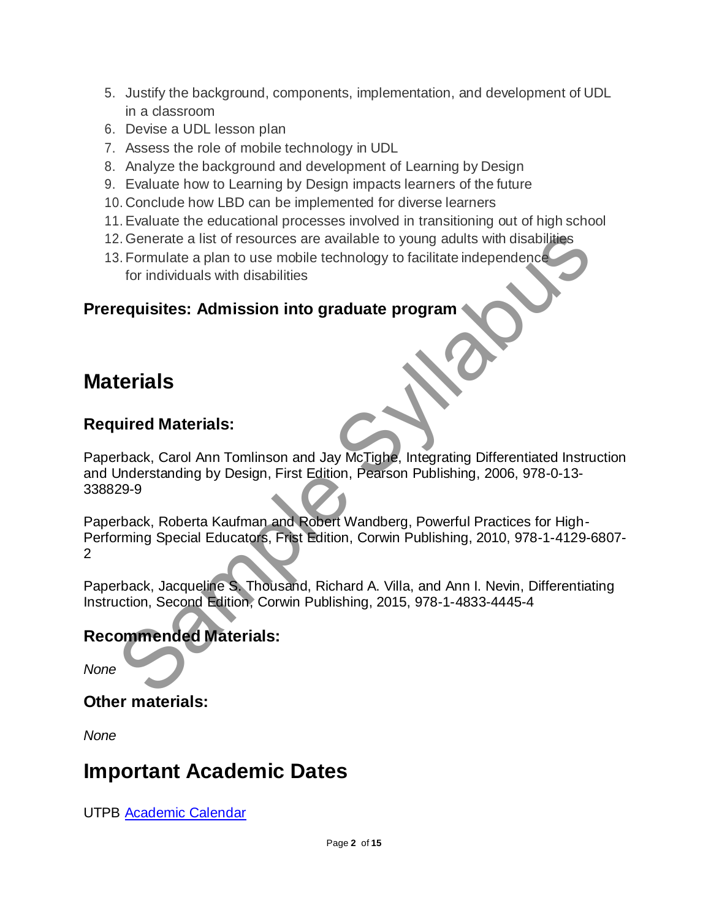5. Justify the background, components, implementation, and development of UDL in a classroom
6. Devise a UDL lesson plan
7. Assess the role of mobile technology in UDL
8. Analyze the background and development of Learning by Design
9. Evaluate how to Learning by Design impacts learners of the future
10. Conclude how LBD can be implemented for diverse learners
11. Evaluate the educational processes involved in transitioning out of high school
12. Generate a list of resources are available to young adults with disabilities
13. Formulate a plan to use mobile technology to facilitate independence for individuals with disabilities

**Prerequisites: Admission into graduate program**

# Materials

## Required Materials:

Paperback, Carol Ann Tomlinson and Jay McTighe, Integrating Differentiated Instruction and Understanding by Design, First Edition, Pearson Publishing, 2006, 978-0-13-338829-9

Paperback, Roberta Kaufman and Robert Wandberg, Powerful Practices for High-Performing Special Educators, Frist Edition, Corwin Publishing, 2010, 978-1-4129-6807-2

Paperback, Jacqueline S. Thousand, Richard A. Villa, and Ann I. Nevin, Differentiating Instruction, Second Edition, Corwin Publishing, 2015, 978-1-4833-4445-4

## Recommended Materials:

*None*

## Other materials:

*None*

# Important Academic Dates

UTPB Academic Calendar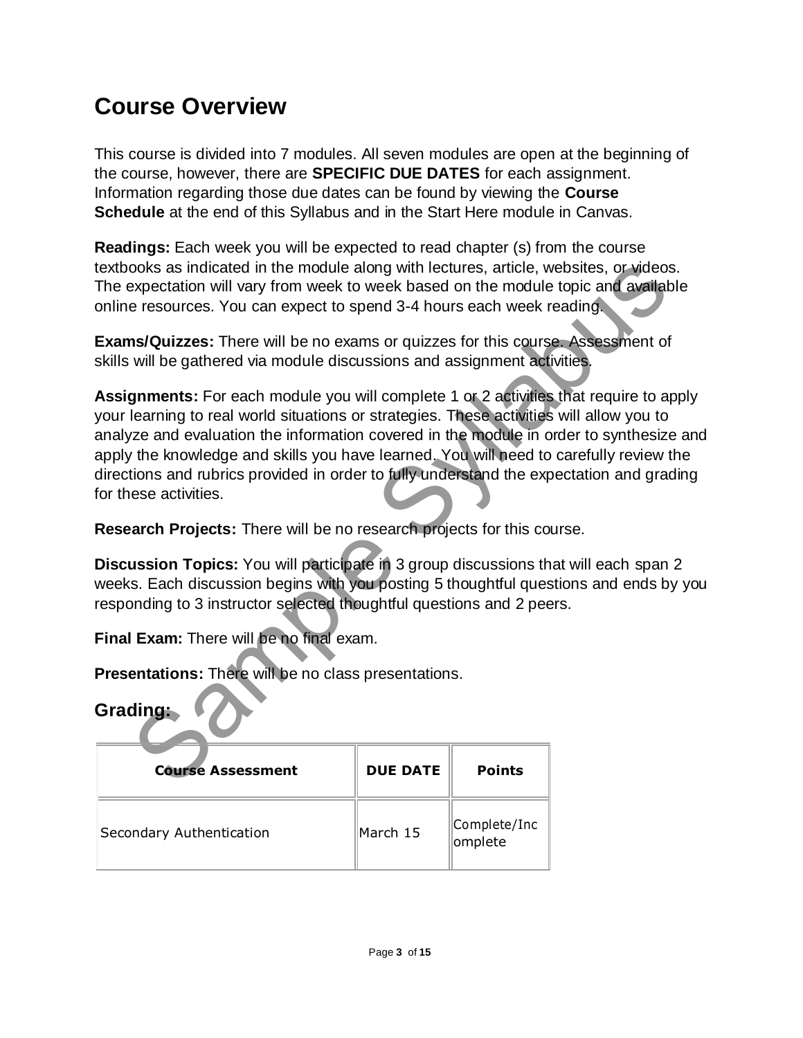# Course Overview

This course is divided into 7 modules. All seven modules are open at the beginning of the course, however, there are **SPECIFIC DUE DATES** for each assignment. Information regarding those due dates can be found by viewing the **Course Schedule** at the end of this Syllabus and in the Start Here module in Canvas.

**Readings:** Each week you will be expected to read chapter (s) from the course textbooks as indicated in the module along with lectures, article, websites, or videos. The expectation will vary from week to week based on the module topic and available online resources. You can expect to spend 3-4 hours each week reading.

**Exams/Quizzes:** There will be no exams or quizzes for this course. Assessment of skills will be gathered via module discussions and assignment activities.

**Assignments:** For each module you will complete 1 or 2 activities that require to apply your learning to real world situations or strategies. These activities will allow you to analyze and evaluation the information covered in the module in order to synthesize and apply the knowledge and skills you have learned. You will need to carefully review the directions and rubrics provided in order to fully understand the expectation and grading for these activities.

**Research Projects:** There will be no research projects for this course.

**Discussion Topics:** You will participate in 3 group discussions that will each span 2 weeks. Each discussion begins with you posting 5 thoughtful questions and ends by you responding to 3 instructor selected thoughtful questions and 2 peers.

**Final Exam:** There will be no final exam.

**Presentations:** There will be no class presentations.

## Grading:

| Course Assessment | DUE DATE | Points |
|---|---|---|
| Secondary Authentication | March 15 | Complete/Incomplete |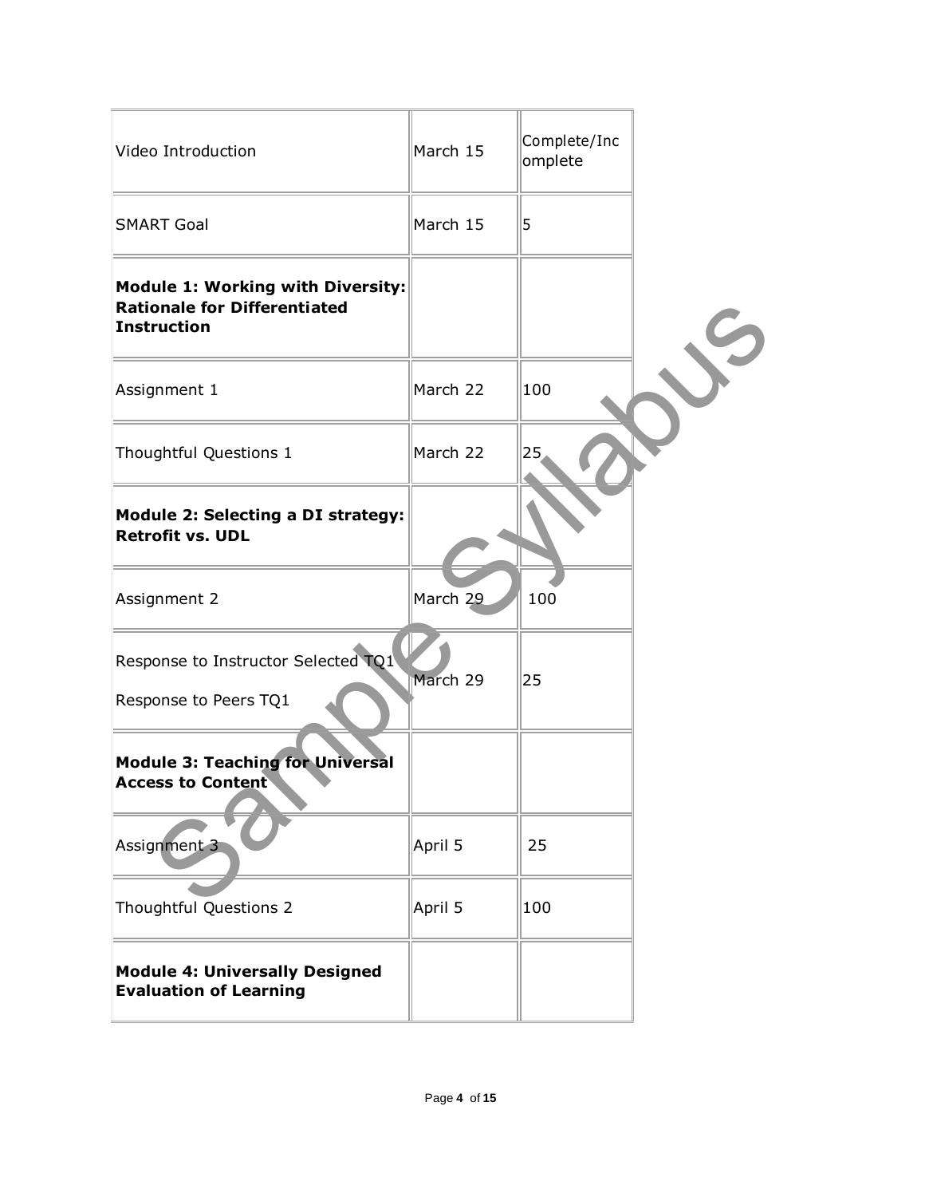| | | |
|---|---|---|
| Video Introduction | March 15 | Complete/Incomplete |
| SMART Goal | March 15 | 5 |
| **Module 1: Working with Diversity: Rationale for Differentiated Instruction** | | |
| Assignment 1 | March 22 | 100 |
| Thoughtful Questions 1 | March 22 | 25 |
| **Module 2: Selecting a DI strategy: Retrofit vs. UDL** | | |
| Assignment 2 | March 29 | 100 |
| Response to Instructor Selected TQ1<br><br>Response to Peers TQ1 | March 29 | 25 |
| **Module 3: Teaching for Universal Access to Content** | | |
| Assignment 3 | April 5 | 25 |
| Thoughtful Questions 2 | April 5 | 100 |
| **Module 4: Universally Designed Evaluation of Learning** | | |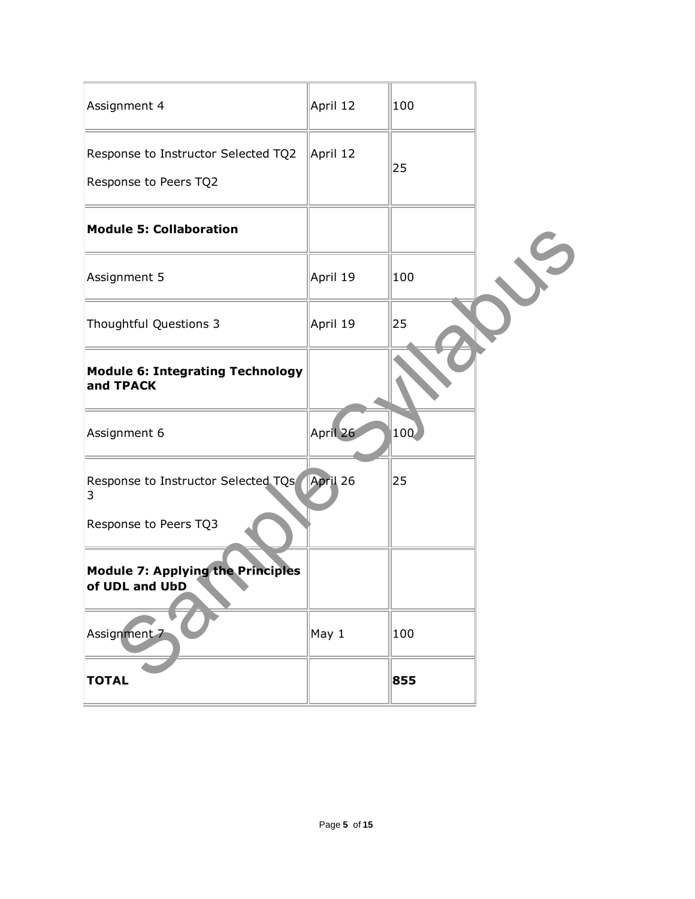| Assignment 4 | April 12 | 100 |
| --- | --- | --- |
| Response to Instructor Selected TQ2<br><br>Response to Peers TQ2 | April 12 | 25 |
| **Module 5: Collaboration** | | |
| Assignment 5 | April 19 | 100 |
| Thoughtful Questions 3 | April 19 | 25 |
| **Module 6: Integrating Technology and TPACK** | | |
| Assignment 6 | April 26 | 100 |
| Response to Instructor Selected TQs 3<br><br>Response to Peers TQ3 | April 26 | 25 |
| **Module 7: Applying the Principles of UDL and UbD** | | |
| Assignment 7 | May 1 | 100 |
| **TOTAL** | | **855** |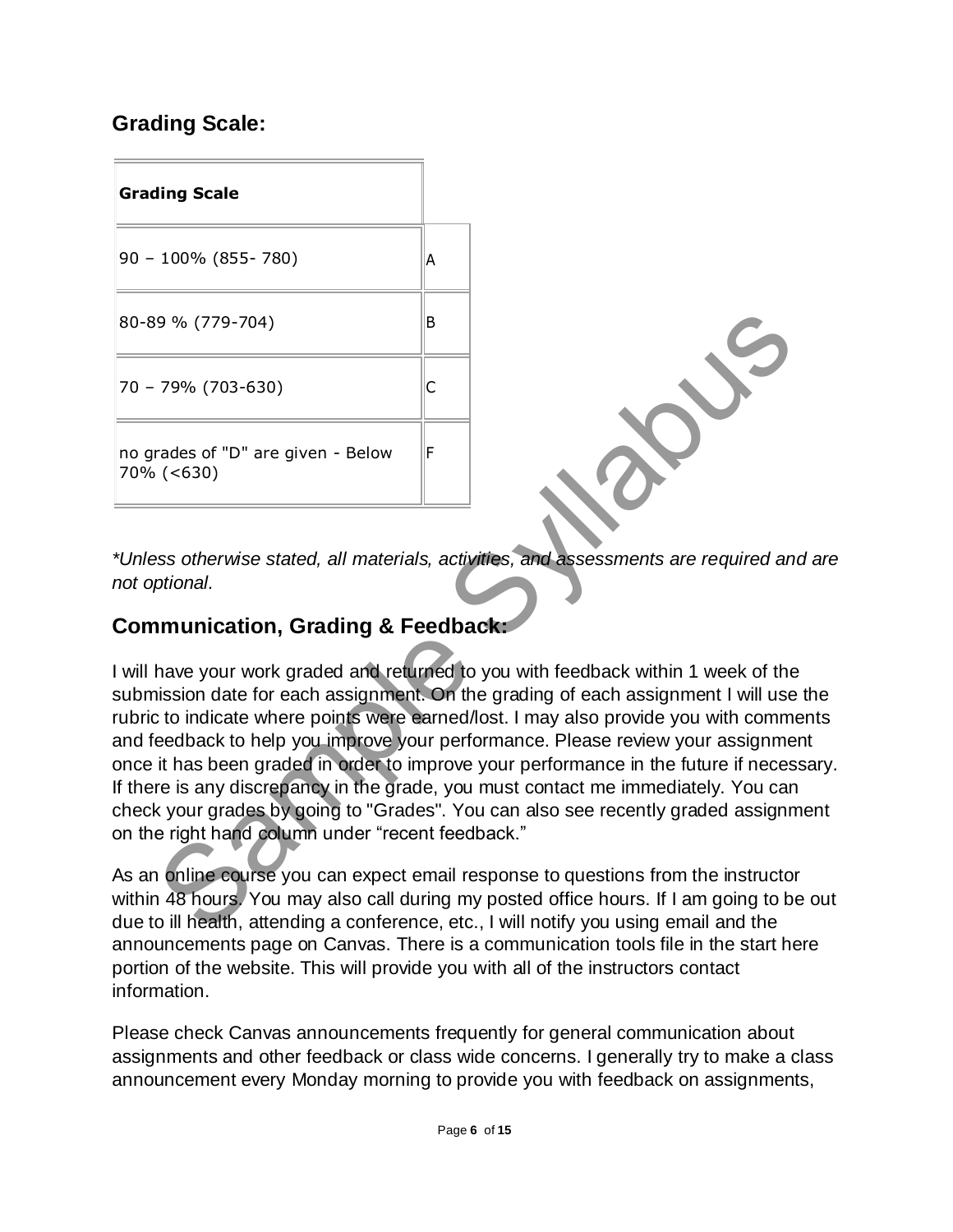## Grading Scale:

| Grading Scale | |
|---|---|
| 90 – 100% (855- 780) | A |
| 80-89 % (779-704) | B |
| 70 – 79% (703-630) | C |
| no grades of "D" are given - Below 70% (<630) | F |

*\*Unless otherwise stated, all materials, activities, and assessments are required and are not optional.*

## Communication, Grading & Feedback:

I will have your work graded and returned to you with feedback within 1 week of the submission date for each assignment. On the grading of each assignment I will use the rubric to indicate where points were earned/lost. I may also provide you with comments and feedback to help you improve your performance. Please review your assignment once it has been graded in order to improve your performance in the future if necessary. If there is any discrepancy in the grade, you must contact me immediately. You can check your grades by going to "Grades". You can also see recently graded assignment on the right hand column under "recent feedback."

As an online course you can expect email response to questions from the instructor within 48 hours. You may also call during my posted office hours. If I am going to be out due to ill health, attending a conference, etc., I will notify you using email and the announcements page on Canvas. There is a communication tools file in the start here portion of the website. This will provide you with all of the instructors contact information.

Please check Canvas announcements frequently for general communication about assignments and other feedback or class wide concerns. I generally try to make a class announcement every Monday morning to provide you with feedback on assignments,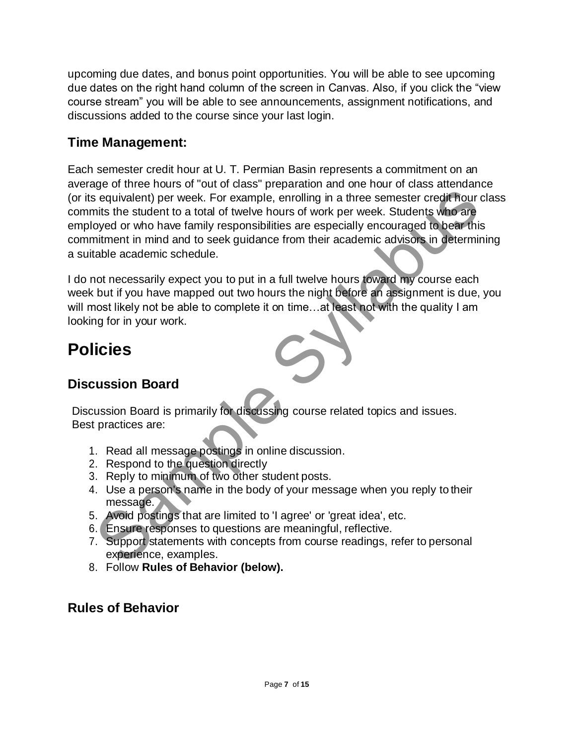upcoming due dates, and bonus point opportunities. You will be able to see upcoming due dates on the right hand column of the screen in Canvas. Also, if you click the "view course stream" you will be able to see announcements, assignment notifications, and discussions added to the course since your last login.

### Time Management:

Each semester credit hour at U. T. Permian Basin represents a commitment on an average of three hours of "out of class" preparation and one hour of class attendance (or its equivalent) per week. For example, enrolling in a three semester credit hour class commits the student to a total of twelve hours of work per week. Students who are employed or who have family responsibilities are especially encouraged to bear this commitment in mind and to seek guidance from their academic advisors in determining a suitable academic schedule.

I do not necessarily expect you to put in a full twelve hours toward my course each week but if you have mapped out two hours the night before an assignment is due, you will most likely not be able to complete it on time…at least not with the quality I am looking for in your work.

## Policies

### Discussion Board

Discussion Board is primarily for discussing course related topics and issues. Best practices are:

1. Read all message postings in online discussion.
2. Respond to the question directly
3. Reply to minimum of two other student posts.
4. Use a person's name in the body of your message when you reply to their message.
5. Avoid postings that are limited to 'I agree' or 'great idea', etc.
6. Ensure responses to questions are meaningful, reflective.
7. Support statements with concepts from course readings, refer to personal experience, examples.
8. Follow **Rules of Behavior (below).**

### Rules of Behavior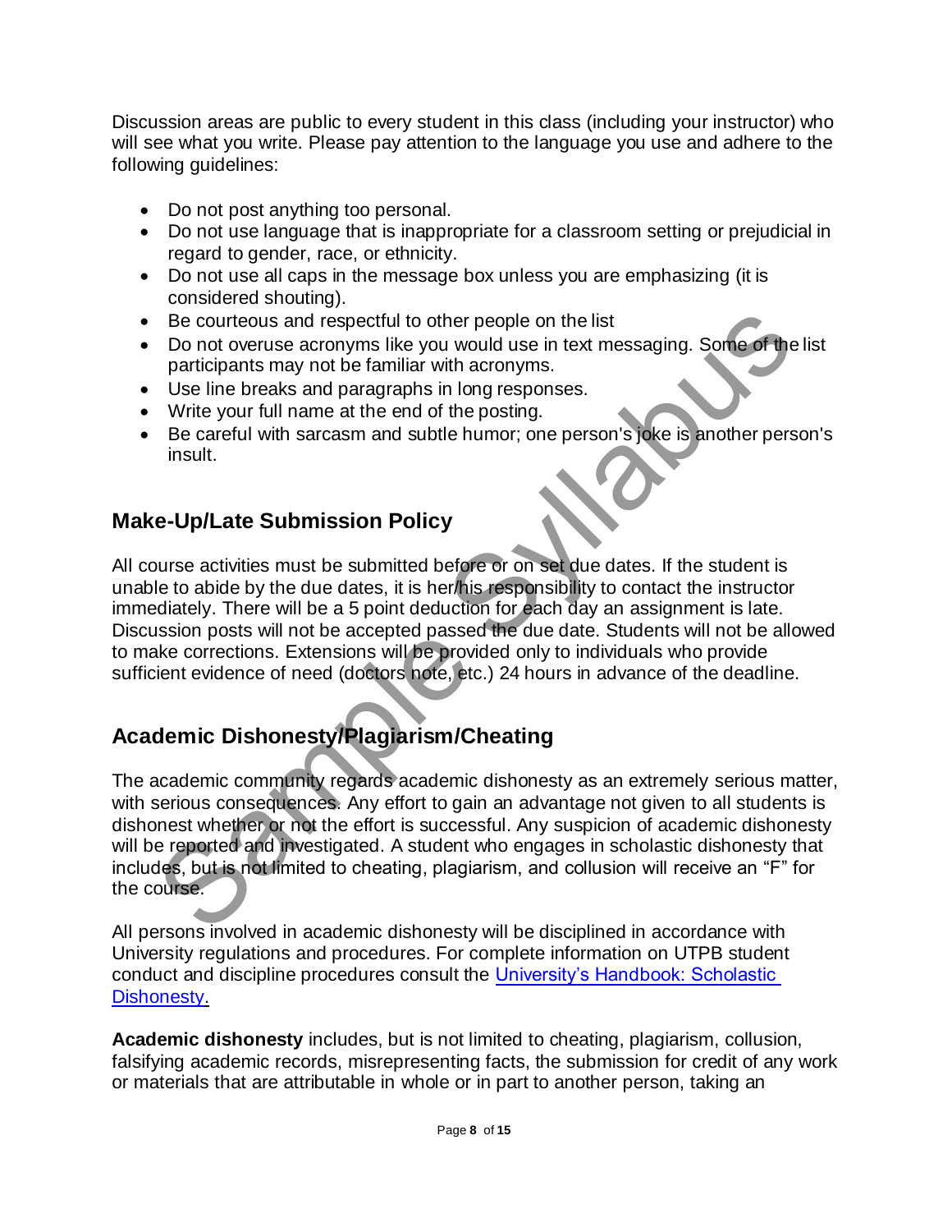Discussion areas are public to every student in this class (including your instructor) who will see what you write. Please pay attention to the language you use and adhere to the following guidelines:

- Do not post anything too personal.
- Do not use language that is inappropriate for a classroom setting or prejudicial in regard to gender, race, or ethnicity.
- Do not use all caps in the message box unless you are emphasizing (it is considered shouting).
- Be courteous and respectful to other people on the list
- Do not overuse acronyms like you would use in text messaging. Some of the list participants may not be familiar with acronyms.
- Use line breaks and paragraphs in long responses.
- Write your full name at the end of the posting.
- Be careful with sarcasm and subtle humor; one person's joke is another person's insult.

## Make-Up/Late Submission Policy

All course activities must be submitted before or on set due dates. If the student is unable to abide by the due dates, it is her/his responsibility to contact the instructor immediately. There will be a 5 point deduction for each day an assignment is late. Discussion posts will not be accepted passed the due date. Students will not be allowed to make corrections. Extensions will be provided only to individuals who provide sufficient evidence of need (doctors note, etc.) 24 hours in advance of the deadline.

## Academic Dishonesty/Plagiarism/Cheating

The academic community regards academic dishonesty as an extremely serious matter, with serious consequences. Any effort to gain an advantage not given to all students is dishonest whether or not the effort is successful. Any suspicion of academic dishonesty will be reported and investigated. A student who engages in scholastic dishonesty that includes, but is not limited to cheating, plagiarism, and collusion will receive an "F" for the course.

All persons involved in academic dishonesty will be disciplined in accordance with University regulations and procedures. For complete information on UTPB student conduct and discipline procedures consult the University's Handbook: Scholastic Dishonesty.

**Academic dishonesty** includes, but is not limited to cheating, plagiarism, collusion, falsifying academic records, misrepresenting facts, the submission for credit of any work or materials that are attributable in whole or in part to another person, taking an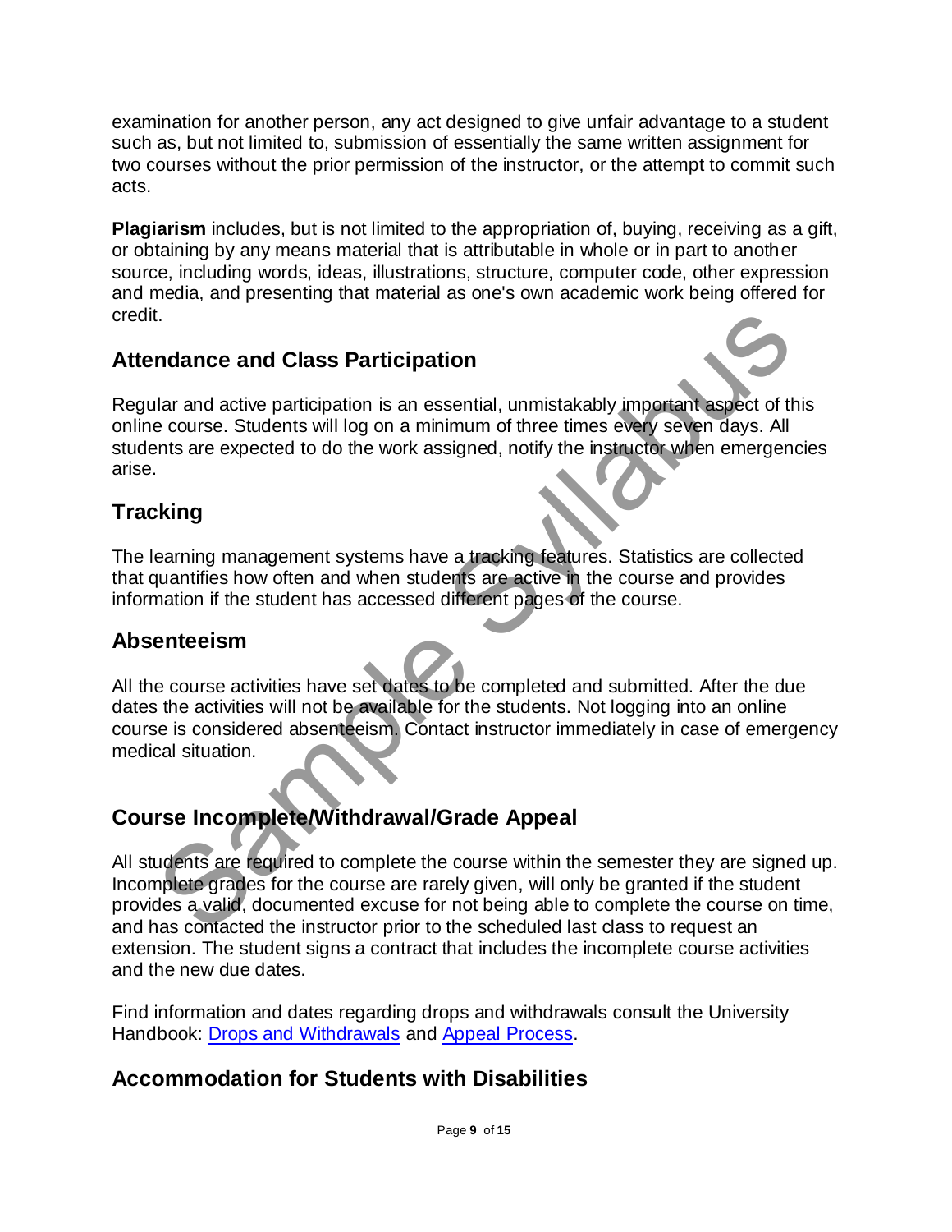examination for another person, any act designed to give unfair advantage to a student such as, but not limited to, submission of essentially the same written assignment for two courses without the prior permission of the instructor, or the attempt to commit such acts.

**Plagiarism** includes, but is not limited to the appropriation of, buying, receiving as a gift, or obtaining by any means material that is attributable in whole or in part to another source, including words, ideas, illustrations, structure, computer code, other expression and media, and presenting that material as one's own academic work being offered for credit.

## Attendance and Class Participation

Regular and active participation is an essential, unmistakably important aspect of this online course. Students will log on a minimum of three times every seven days. All students are expected to do the work assigned, notify the instructor when emergencies arise.

## Tracking

The learning management systems have a tracking features. Statistics are collected that quantifies how often and when students are active in the course and provides information if the student has accessed different pages of the course.

## Absenteeism

All the course activities have set dates to be completed and submitted. After the due dates the activities will not be available for the students. Not logging into an online course is considered absenteeism. Contact instructor immediately in case of emergency medical situation.

## Course Incomplete/Withdrawal/Grade Appeal

All students are required to complete the course within the semester they are signed up. Incomplete grades for the course are rarely given, will only be granted if the student provides a valid, documented excuse for not being able to complete the course on time, and has contacted the instructor prior to the scheduled last class to request an extension. The student signs a contract that includes the incomplete course activities and the new due dates.

Find information and dates regarding drops and withdrawals consult the University Handbook: Drops and Withdrawals and Appeal Process.

## Accommodation for Students with Disabilities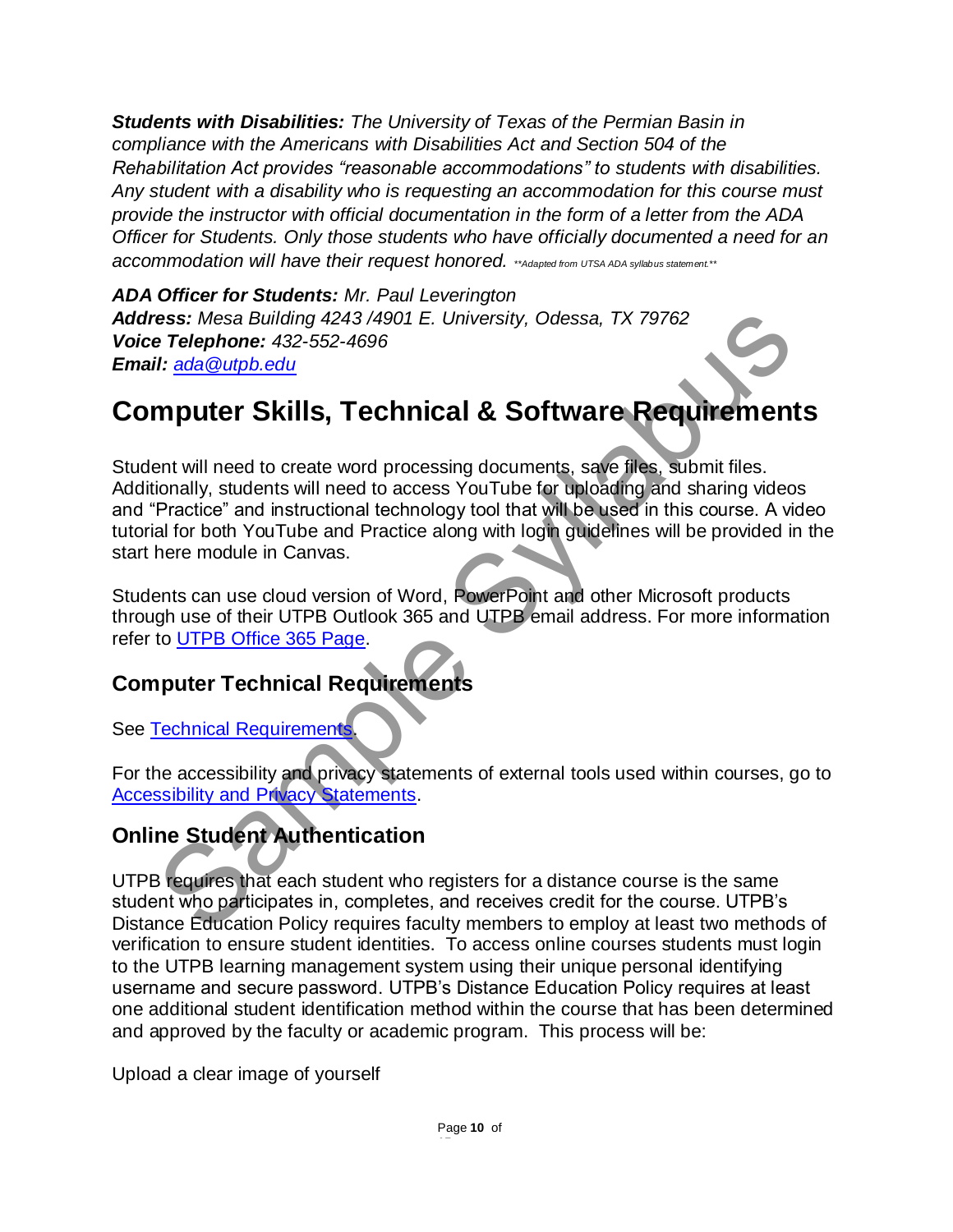***Students with Disabilities:*** *The University of Texas of the Permian Basin in compliance with the Americans with Disabilities Act and Section 504 of the Rehabilitation Act provides "reasonable accommodations" to students with disabilities. Any student with a disability who is requesting an accommodation for this course must provide the instructor with official documentation in the form of a letter from the ADA Officer for Students. Only those students who have officially documented a need for an accommodation will have their request honored.* *\*\*Adapted from UTSA ADA syllabus statement.\*\**

***ADA Officer for Students:*** *Mr. Paul Leverington*
***Address:*** *Mesa Building 4243 /4901 E. University, Odessa, TX 79762*
***Voice Telephone:*** *432-552-4696*
***Email:*** *ada@utpb.edu*

# Computer Skills, Technical & Software Requirements

Student will need to create word processing documents, save files, submit files. Additionally, students will need to access YouTube for uploading and sharing videos and "Practice" and instructional technology tool that will be used in this course. A video tutorial for both YouTube and Practice along with login guidelines will be provided in the start here module in Canvas.

Students can use cloud version of Word, PowerPoint and other Microsoft products through use of their UTPB Outlook 365 and UTPB email address. For more information refer to UTPB Office 365 Page.

## Computer Technical Requirements

See Technical Requirements.

For the accessibility and privacy statements of external tools used within courses, go to Accessibility and Privacy Statements.

## Online Student Authentication

UTPB requires that each student who registers for a distance course is the same student who participates in, completes, and receives credit for the course. UTPB's Distance Education Policy requires faculty members to employ at least two methods of verification to ensure student identities. To access online courses students must login to the UTPB learning management system using their unique personal identifying username and secure password. UTPB's Distance Education Policy requires at least one additional student identification method within the course that has been determined and approved by the faculty or academic program. This process will be:

Upload a clear image of yourself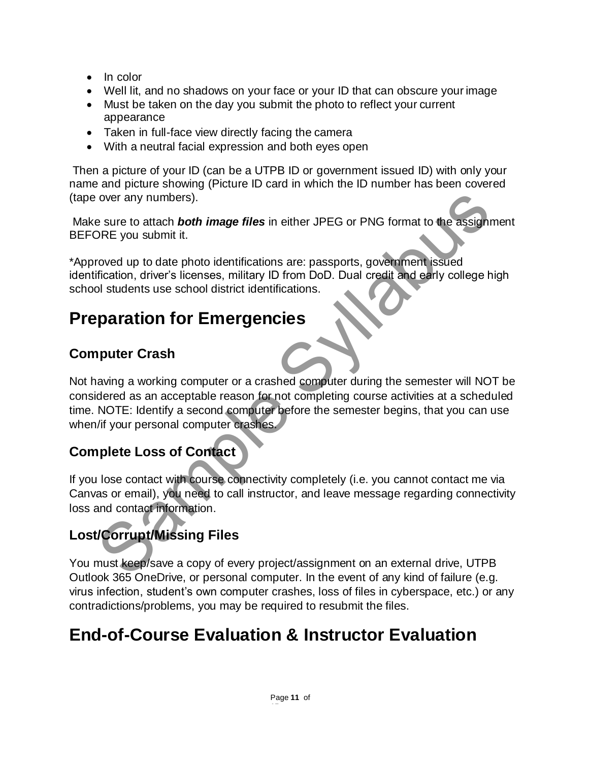- In color
- Well lit, and no shadows on your face or your ID that can obscure your image
- Must be taken on the day you submit the photo to reflect your current appearance
- Taken in full-face view directly facing the camera
- With a neutral facial expression and both eyes open

Then a picture of your ID (can be a UTPB ID or government issued ID) with only your name and picture showing (Picture ID card in which the ID number has been covered (tape over any numbers).

Make sure to attach ***both image files*** in either JPEG or PNG format to the assignment BEFORE you submit it.

*Approved up to date photo identifications are: passports, government issued identification, driver's licenses, military ID from DoD. Dual credit and early college high school students use school district identifications.

# Preparation for Emergencies

## Computer Crash

Not having a working computer or a crashed computer during the semester will NOT be considered as an acceptable reason for not completing course activities at a scheduled time. NOTE: Identify a second computer before the semester begins, that you can use when/if your personal computer crashes.

## Complete Loss of Contact

If you lose contact with course connectivity completely (i.e. you cannot contact me via Canvas or email), you need to call instructor, and leave message regarding connectivity loss and contact information.

## Lost/Corrupt/Missing Files

You must keep/save a copy of every project/assignment on an external drive, UTPB Outlook 365 OneDrive, or personal computer. In the event of any kind of failure (e.g. virus infection, student's own computer crashes, loss of files in cyberspace, etc.) or any contradictions/problems, you may be required to resubmit the files.

# End-of-Course Evaluation & Instructor Evaluation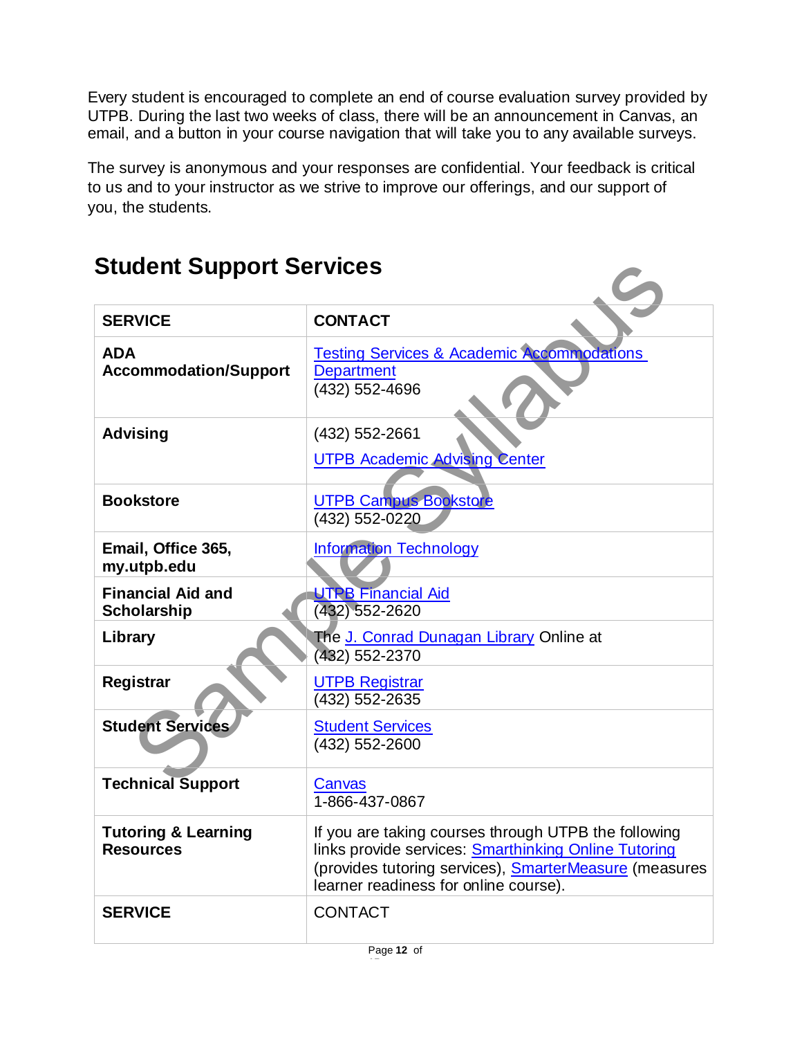Every student is encouraged to complete an end of course evaluation survey provided by UTPB. During the last two weeks of class, there will be an announcement in Canvas, an email, and a button in your course navigation that will take you to any available surveys.

The survey is anonymous and your responses are confidential. Your feedback is critical to us and to your instructor as we strive to improve our offerings, and our support of you, the students.

## Student Support Services

| SERVICE | CONTACT |
|---|---|
| **ADA Accommodation/Support** | Testing Services & Academic Accommodations Department (432) 552-4696 |
| **Advising** | (432) 552-2661 UTPB Academic Advising Center |
| **Bookstore** | UTPB Campus Bookstore (432) 552-0220 |
| **Email, Office 365, my.utpb.edu** | Information Technology |
| **Financial Aid and Scholarship** | UTPB Financial Aid (432) 552-2620 |
| **Library** | The J. Conrad Dunagan Library Online at (432) 552-2370 |
| **Registrar** | UTPB Registrar (432) 552-2635 |
| **Student Services** | Student Services (432) 552-2600 |
| **Technical Support** | Canvas 1-866-437-0867 |
| **Tutoring & Learning Resources** | If you are taking courses through UTPB the following links provide services: Smarthinking Online Tutoring (provides tutoring services), SmarterMeasure (measures learner readiness for online course). |
| **SERVICE** | CONTACT |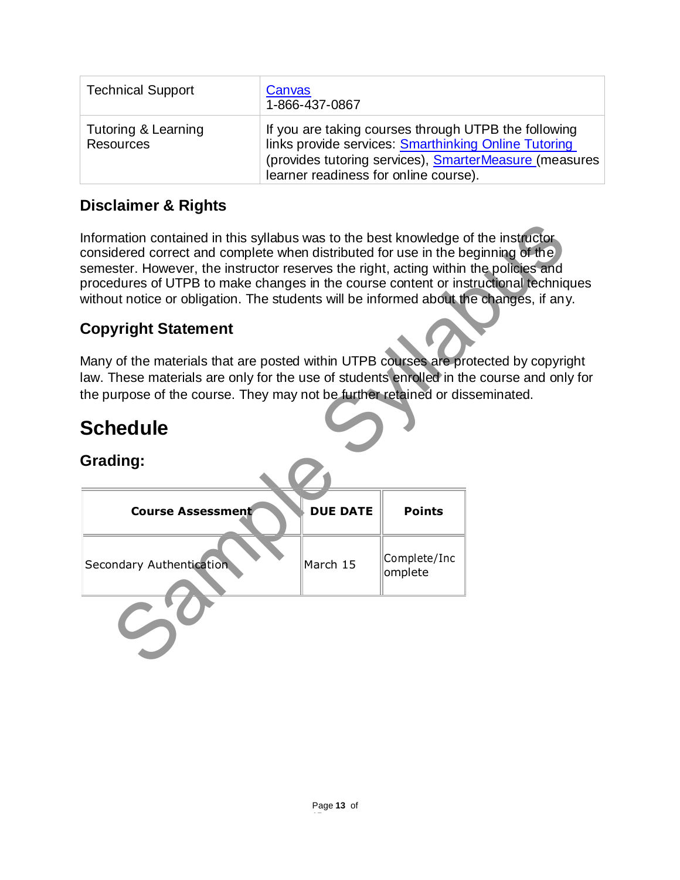| Technical Support | Canvas<br>1-866-437-0867 |
|---|---|
| Tutoring & Learning Resources | If you are taking courses through UTPB the following links provide services: Smarthinking Online Tutoring (provides tutoring services), SmarterMeasure (measures learner readiness for online course). |

### Disclaimer & Rights

Information contained in this syllabus was to the best knowledge of the instructor considered correct and complete when distributed for use in the beginning of the semester. However, the instructor reserves the right, acting within the policies and procedures of UTPB to make changes in the course content or instructional techniques without notice or obligation. The students will be informed about the changes, if any.

### Copyright Statement

Many of the materials that are posted within UTPB courses are protected by copyright law. These materials are only for the use of students enrolled in the course and only for the purpose of the course. They may not be further retained or disseminated.

## Schedule

### Grading:

| Course Assessment | DUE DATE | Points |
|---|---|---|
| Secondary Authentication | March 15 | Complete/Incomplete |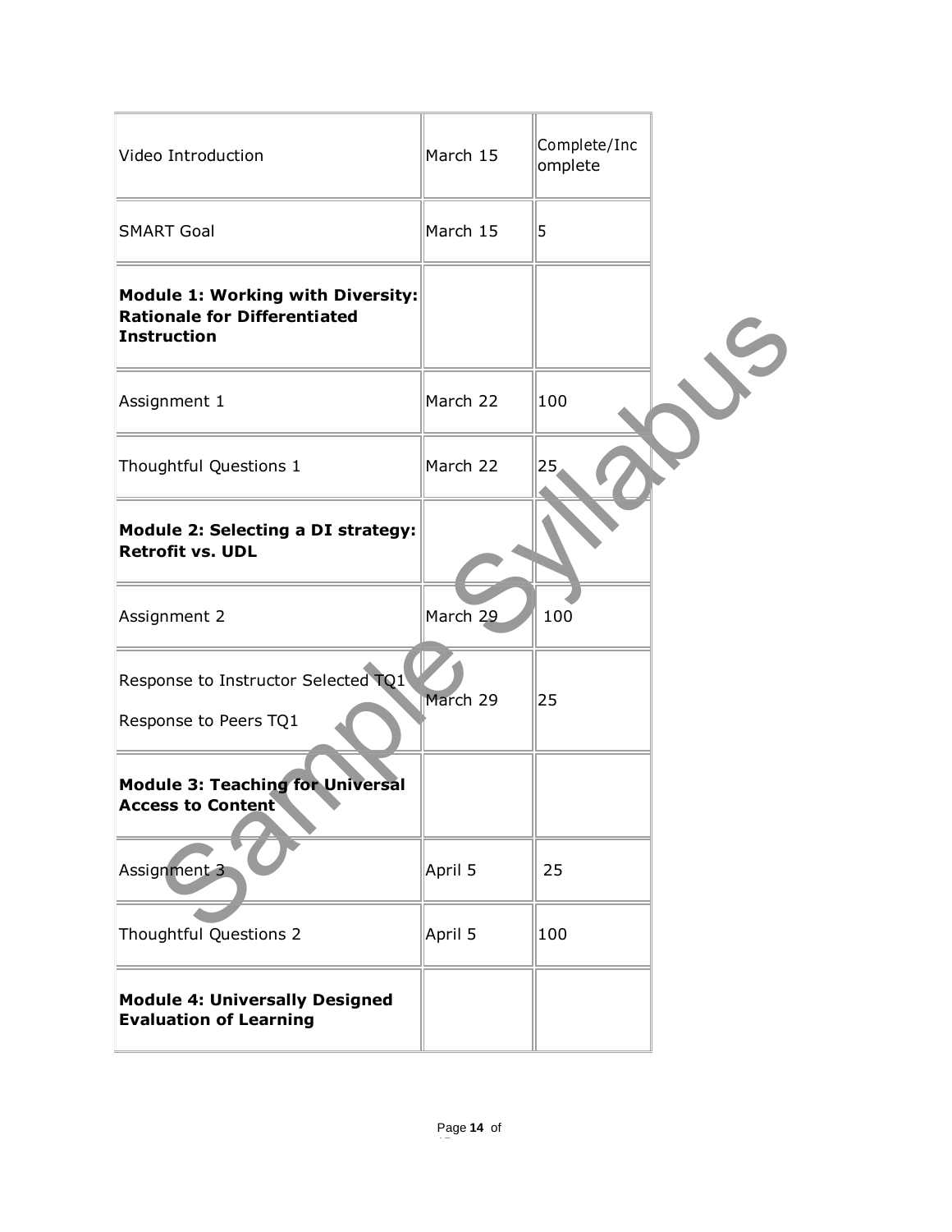| Video Introduction | March 15 | Complete/Incomplete |
| --- | --- | --- |
| SMART Goal | March 15 | 5 |
| **Module 1: Working with Diversity: Rationale for Differentiated Instruction** | | |
| Assignment 1 | March 22 | 100 |
| Thoughtful Questions 1 | March 22 | 25 |
| **Module 2: Selecting a DI strategy: Retrofit vs. UDL** | | |
| Assignment 2 | March 29 | 100 |
| Response to Instructor Selected TQ1<br><br>Response to Peers TQ1 | March 29 | 25 |
| **Module 3: Teaching for Universal Access to Content** | | |
| Assignment 3 | April 5 | 25 |
| Thoughtful Questions 2 | April 5 | 100 |
| **Module 4: Universally Designed Evaluation of Learning** | | |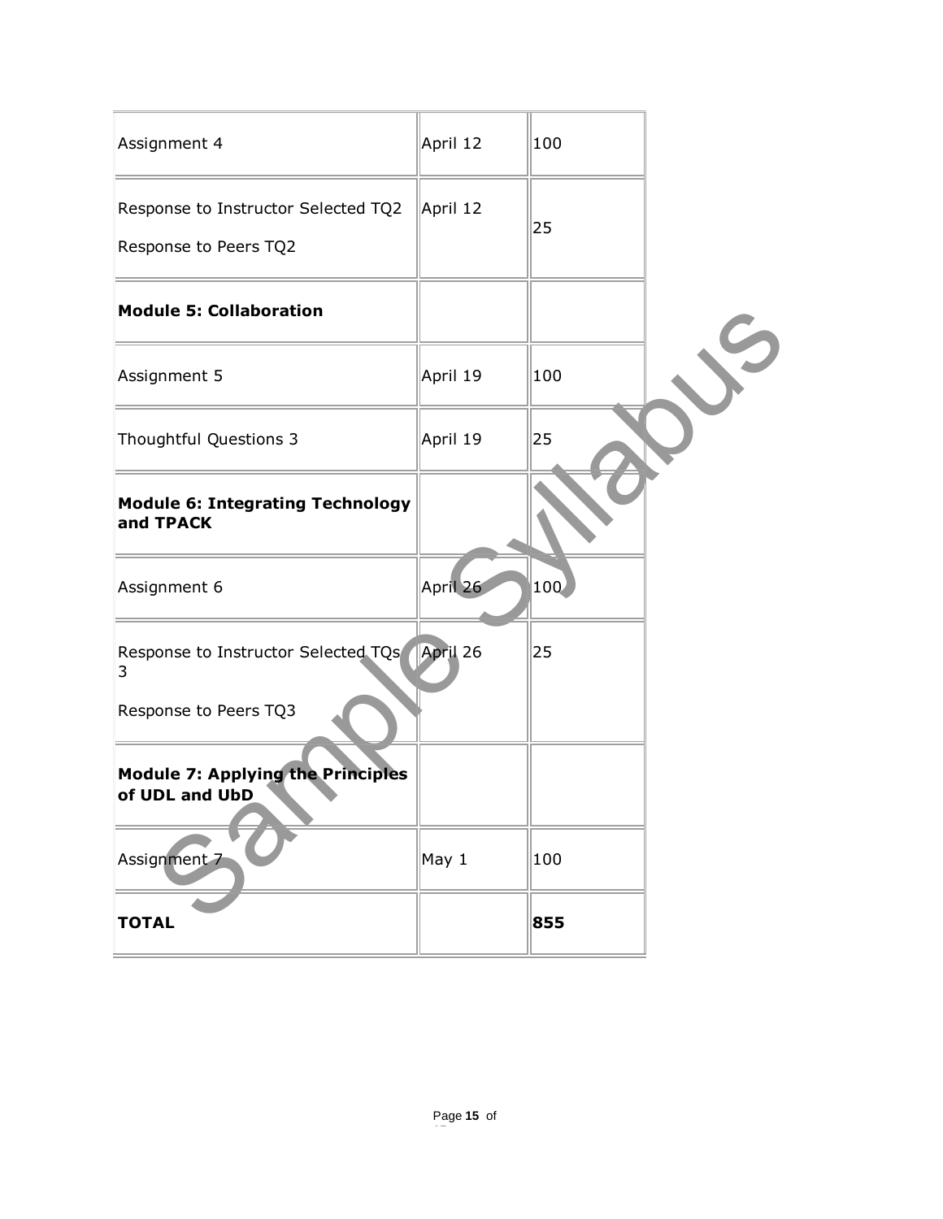| Assignment 4 | April 12 | 100 |
| --- | --- | --- |
| Response to Instructor Selected TQ2<br><br>Response to Peers TQ2 | April 12 | 25 |
| **Module 5: Collaboration** | | |
| Assignment 5 | April 19 | 100 |
| Thoughtful Questions 3 | April 19 | 25 |
| **Module 6: Integrating Technology and TPACK** | | |
| Assignment 6 | April 26 | 100 |
| Response to Instructor Selected TQs 3<br><br>Response to Peers TQ3 | April 26 | 25 |
| **Module 7: Applying the Principles of UDL and UbD** | | |
| Assignment 7 | May 1 | 100 |
| **TOTAL** | | **855** |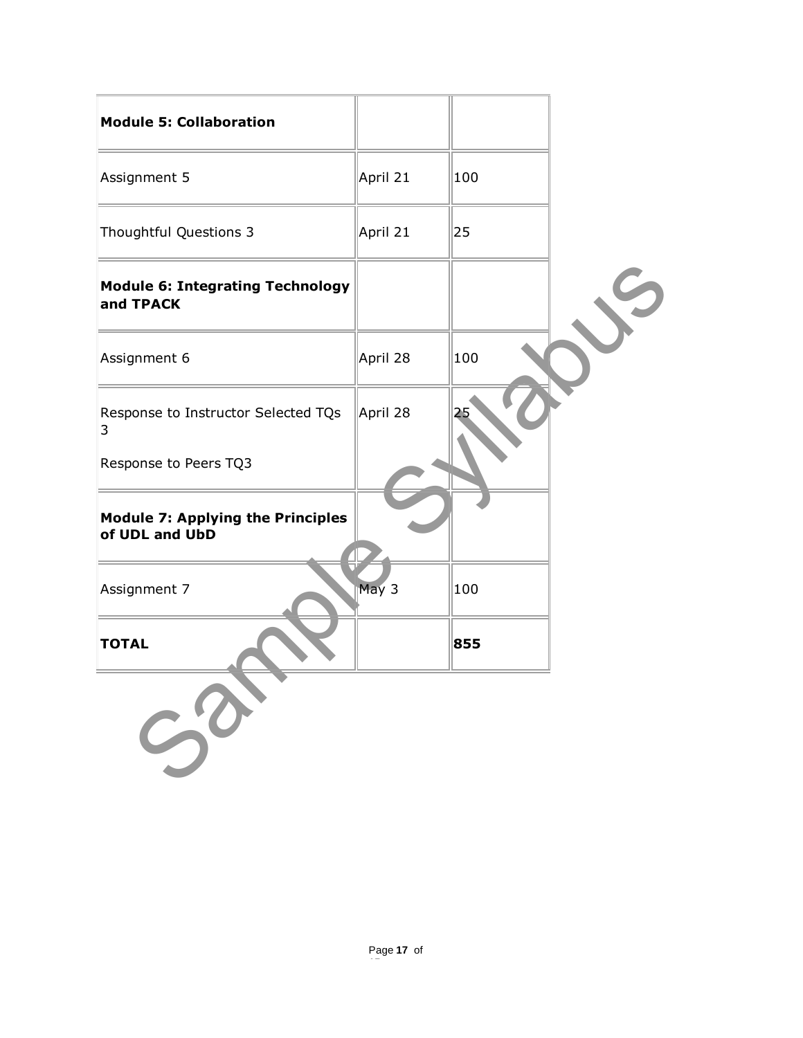| | | |
|---|---|---|
| **Module 5: Collaboration** | | |
| Assignment 5 | April 21 | 100 |
| Thoughtful Questions 3 | April 21 | 25 |
| **Module 6: Integrating Technology and TPACK** | | |
| Assignment 6 | April 28 | 100 |
| Response to Instructor Selected TQs 3<br><br>Response to Peers TQ3 | April 28 | 25 |
| **Module 7: Applying the Principles of UDL and UbD** | | |
| Assignment 7 | May 3 | 100 |
| **TOTAL** | | **855** |